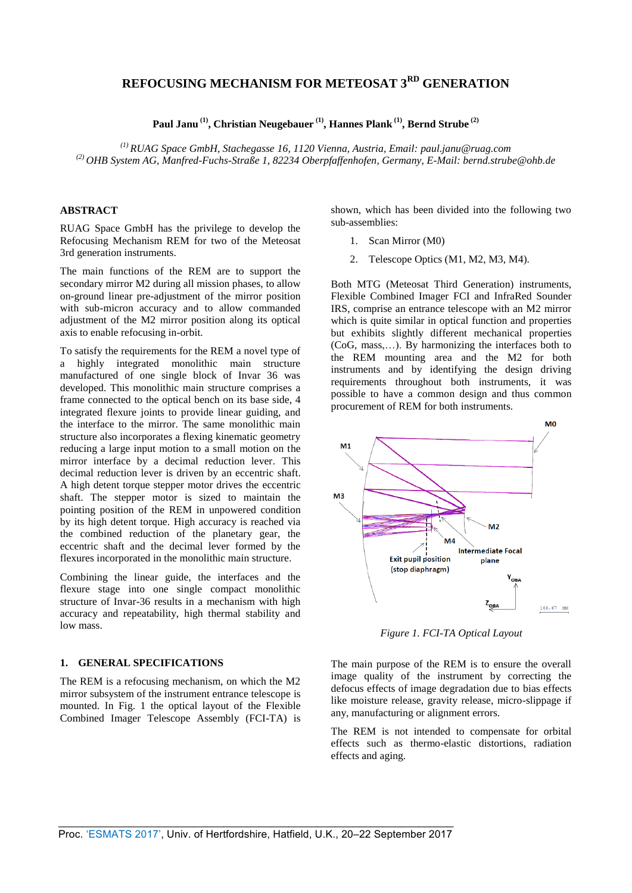# REFOCUSING MECHANISM FOR METEOSAT 3RD GENERATION

**Paul Janu [(1)], Christian Neugebauer [(1)], Hannes Plank [(1)], Bernd Strube [(2)]**

*[(1)] RUAG Space GmbH, Stachegasse 16, 1120 Vienna, Austria, Email: paul.janu@ruag.com*
*[(2)] OHB System AG, Manfred-Fuchs-Straße 1, 82234 Oberpfaffenhofen, Germany, E-Mail: bernd.strube@ohb.de*

## ABSTRACT

RUAG Space GmbH has the privilege to develop the Refocusing Mechanism REM for two of the Meteosat 3rd generation instruments.

The main functions of the REM are to support the secondary mirror M2 during all mission phases, to allow on-ground linear pre-adjustment of the mirror position with sub-micron accuracy and to allow commanded adjustment of the M2 mirror position along its optical axis to enable refocusing in-orbit.

To satisfy the requirements for the REM a novel type of a highly integrated monolithic main structure manufactured of one single block of Invar 36 was developed. This monolithic main structure comprises a frame connected to the optical bench on its base side, 4 integrated flexure joints to provide linear guiding, and the interface to the mirror. The same monolithic main structure also incorporates a flexing kinematic geometry reducing a large input motion to a small motion on the mirror interface by a decimal reduction lever. This decimal reduction lever is driven by an eccentric shaft. A high detent torque stepper motor drives the eccentric shaft. The stepper motor is sized to maintain the pointing position of the REM in unpowered condition by its high detent torque. High accuracy is reached via the combined reduction of the planetary gear, the eccentric shaft and the decimal lever formed by the flexures incorporated in the monolithic main structure.

Combining the linear guide, the interfaces and the flexure stage into one single compact monolithic structure of Invar-36 results in a mechanism with high accuracy and repeatability, high thermal stability and low mass.

## 1. GENERAL SPECIFICATIONS

The REM is a refocusing mechanism, on which the M2 mirror subsystem of the instrument entrance telescope is mounted. In Fig. 1 the optical layout of the Flexible Combined Imager Telescope Assembly (FCI-TA) is shown, which has been divided into the following two sub-assemblies:

1. Scan Mirror (M0)
2. Telescope Optics (M1, M2, M3, M4).

Both MTG (Meteosat Third Generation) instruments, Flexible Combined Imager FCI and InfraRed Sounder IRS, comprise an entrance telescope with an M2 mirror which is quite similar in optical function and properties but exhibits slightly different mechanical properties (CoG, mass,…). By harmonizing the interfaces both to the REM mounting area and the M2 for both instruments and by identifying the design driving requirements throughout both instruments, it was possible to have a common design and thus common procurement of REM for both instruments.

*Figure 1. FCI-TA Optical Layout*

The main purpose of the REM is to ensure the overall image quality of the instrument by correcting the defocus effects of image degradation due to bias effects like moisture release, gravity release, micro-slippage if any, manufacturing or alignment errors.

The REM is not intended to compensate for orbital effects such as thermo-elastic distortions, radiation effects and aging.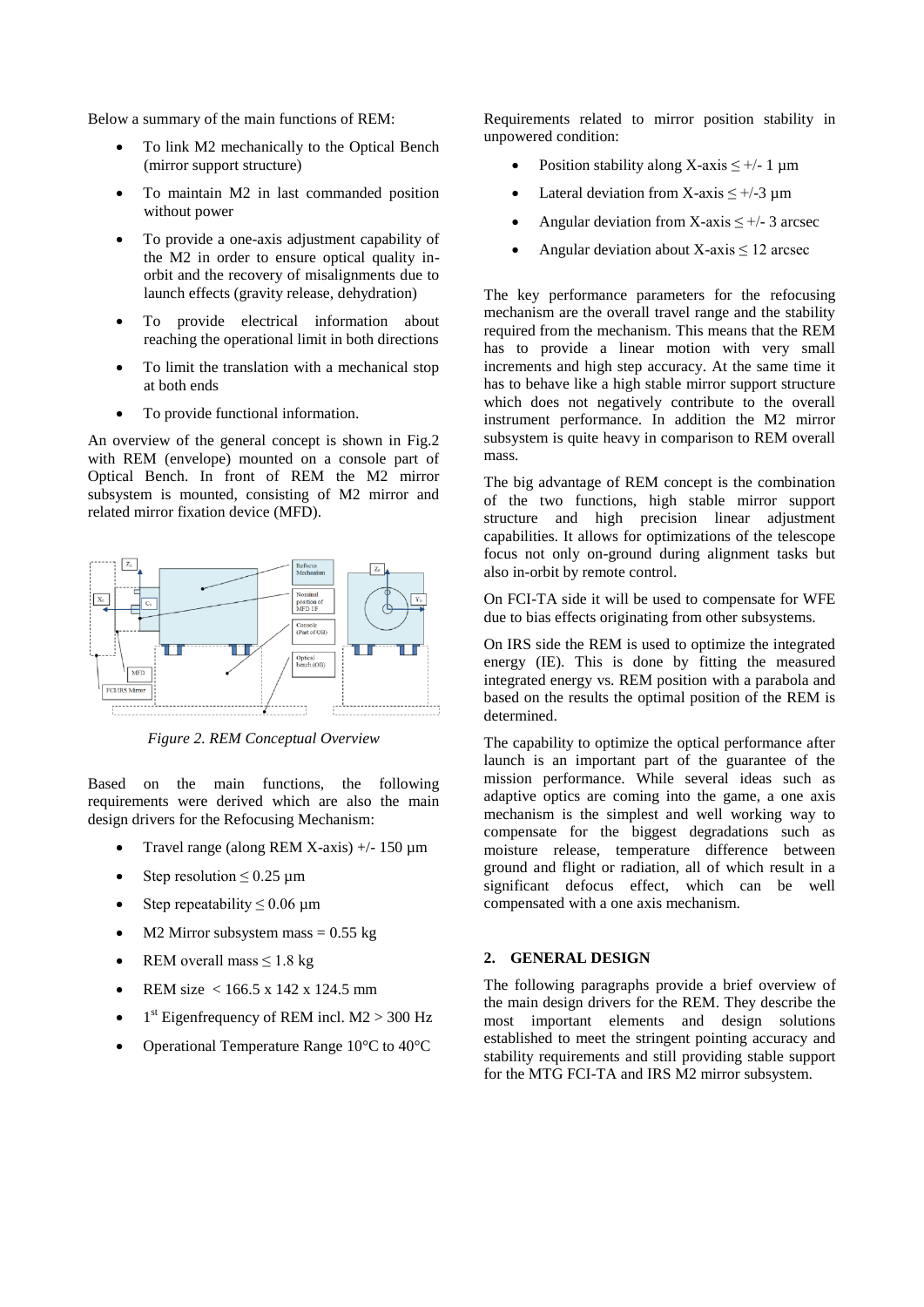Below a summary of the main functions of REM:

- To link M2 mechanically to the Optical Bench (mirror support structure)
- To maintain M2 in last commanded position without power
- To provide a one-axis adjustment capability of the M2 in order to ensure optical quality in-orbit and the recovery of misalignments due to launch effects (gravity release, dehydration)
- To provide electrical information about reaching the operational limit in both directions
- To limit the translation with a mechanical stop at both ends
- To provide functional information.

An overview of the general concept is shown in Fig.2 with REM (envelope) mounted on a console part of Optical Bench. In front of REM the M2 mirror subsystem is mounted, consisting of M2 mirror and related mirror fixation device (MFD).

*Figure 2. REM Conceptual Overview*

Based on the main functions, the following requirements were derived which are also the main design drivers for the Refocusing Mechanism:

- Travel range (along REM X-axis) +/- 150 µm
- Step resolution ≤ 0.25 µm
- Step repeatability ≤ 0.06 µm
- M2 Mirror subsystem mass = 0.55 kg
- REM overall mass ≤ 1.8 kg
- REM size < 166.5 x 142 x 124.5 mm
- 1st Eigenfrequency of REM incl. M2 > 300 Hz
- Operational Temperature Range 10°C to 40°C

Requirements related to mirror position stability in unpowered condition:

- Position stability along X-axis ≤ +/- 1 µm
- Lateral deviation from X-axis ≤ +/-3 µm
- Angular deviation from X-axis ≤ +/- 3 arcsec
- Angular deviation about X-axis ≤ 12 arcsec

The key performance parameters for the refocusing mechanism are the overall travel range and the stability required from the mechanism. This means that the REM has to provide a linear motion with very small increments and high step accuracy. At the same time it has to behave like a high stable mirror support structure which does not negatively contribute to the overall instrument performance. In addition the M2 mirror subsystem is quite heavy in comparison to REM overall mass.

The big advantage of REM concept is the combination of the two functions, high stable mirror support structure and high precision linear adjustment capabilities. It allows for optimizations of the telescope focus not only on-ground during alignment tasks but also in-orbit by remote control.

On FCI-TA side it will be used to compensate for WFE due to bias effects originating from other subsystems.

On IRS side the REM is used to optimize the integrated energy (IE). This is done by fitting the measured integrated energy vs. REM position with a parabola and based on the results the optimal position of the REM is determined.

The capability to optimize the optical performance after launch is an important part of the guarantee of the mission performance. While several ideas such as adaptive optics are coming into the game, a one axis mechanism is the simplest and well working way to compensate for the biggest degradations such as moisture release, temperature difference between ground and flight or radiation, all of which result in a significant defocus effect, which can be well compensated with a one axis mechanism.

## 2. GENERAL DESIGN

The following paragraphs provide a brief overview of the main design drivers for the REM. They describe the most important elements and design solutions established to meet the stringent pointing accuracy and stability requirements and still providing stable support for the MTG FCI-TA and IRS M2 mirror subsystem.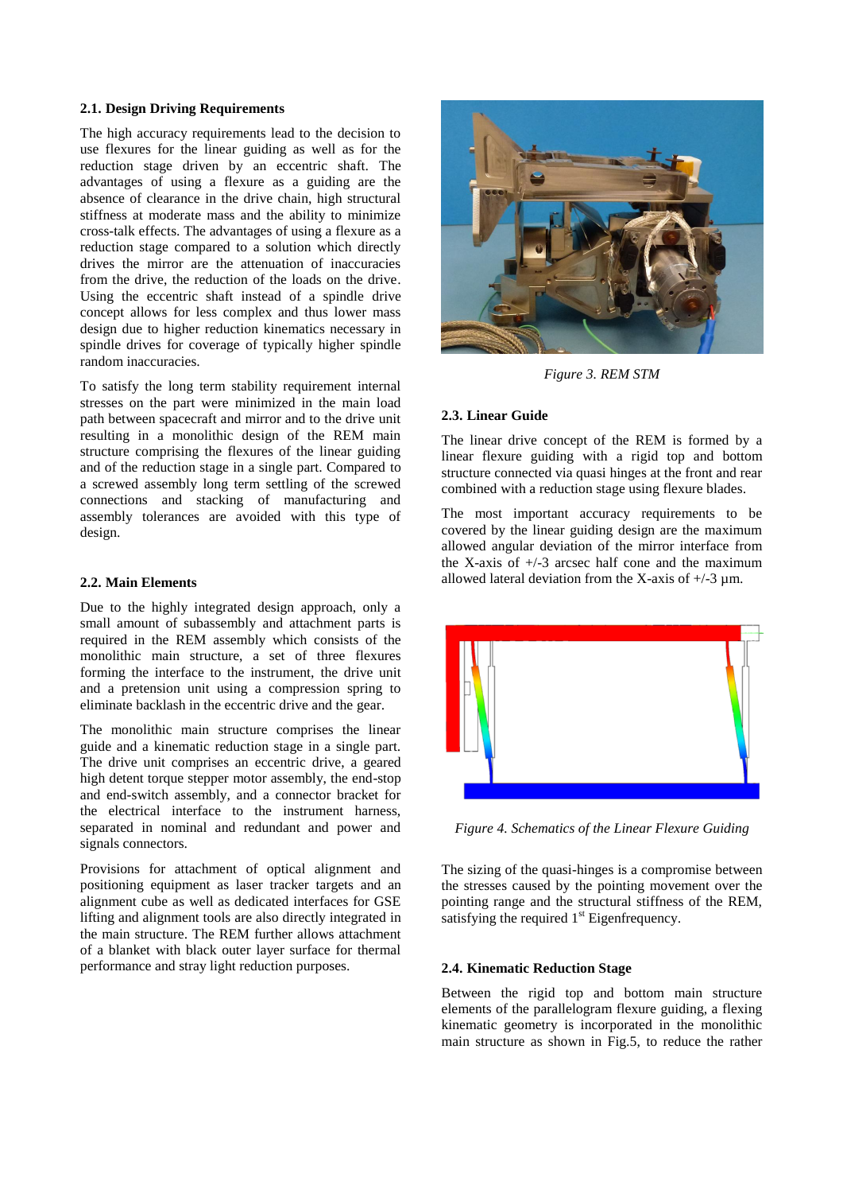### 2.1. Design Driving Requirements

The high accuracy requirements lead to the decision to use flexures for the linear guiding as well as for the reduction stage driven by an eccentric shaft. The advantages of using a flexure as a guiding are the absence of clearance in the drive chain, high structural stiffness at moderate mass and the ability to minimize cross-talk effects. The advantages of using a flexure as a reduction stage compared to a solution which directly drives the mirror are the attenuation of inaccuracies from the drive, the reduction of the loads on the drive. Using the eccentric shaft instead of a spindle drive concept allows for less complex and thus lower mass design due to higher reduction kinematics necessary in spindle drives for coverage of typically higher spindle random inaccuracies.

To satisfy the long term stability requirement internal stresses on the part were minimized in the main load path between spacecraft and mirror and to the drive unit resulting in a monolithic design of the REM main structure comprising the flexures of the linear guiding and of the reduction stage in a single part. Compared to a screwed assembly long term settling of the screwed connections and stacking of manufacturing and assembly tolerances are avoided with this type of design.

### 2.2. Main Elements

Due to the highly integrated design approach, only a small amount of subassembly and attachment parts is required in the REM assembly which consists of the monolithic main structure, a set of three flexures forming the interface to the instrument, the drive unit and a pretension unit using a compression spring to eliminate backlash in the eccentric drive and the gear.

The monolithic main structure comprises the linear guide and a kinematic reduction stage in a single part. The drive unit comprises an eccentric drive, a geared high detent torque stepper motor assembly, the end-stop and end-switch assembly, and a connector bracket for the electrical interface to the instrument harness, separated in nominal and redundant and power and signals connectors.

Provisions for attachment of optical alignment and positioning equipment as laser tracker targets and an alignment cube as well as dedicated interfaces for GSE lifting and alignment tools are also directly integrated in the main structure. The REM further allows attachment of a blanket with black outer layer surface for thermal performance and stray light reduction purposes.

*Figure 3. REM STM*

### 2.3. Linear Guide

The linear drive concept of the REM is formed by a linear flexure guiding with a rigid top and bottom structure connected via quasi hinges at the front and rear combined with a reduction stage using flexure blades.

The most important accuracy requirements to be covered by the linear guiding design are the maximum allowed angular deviation of the mirror interface from the X-axis of +/-3 arcsec half cone and the maximum allowed lateral deviation from the X-axis of +/-3 µm.

*Figure 4. Schematics of the Linear Flexure Guiding*

The sizing of the quasi-hinges is a compromise between the stresses caused by the pointing movement over the pointing range and the structural stiffness of the REM, satisfying the required 1st Eigenfrequency.

### 2.4. Kinematic Reduction Stage

Between the rigid top and bottom main structure elements of the parallelogram flexure guiding, a flexing kinematic geometry is incorporated in the monolithic main structure as shown in Fig.5, to reduce the rather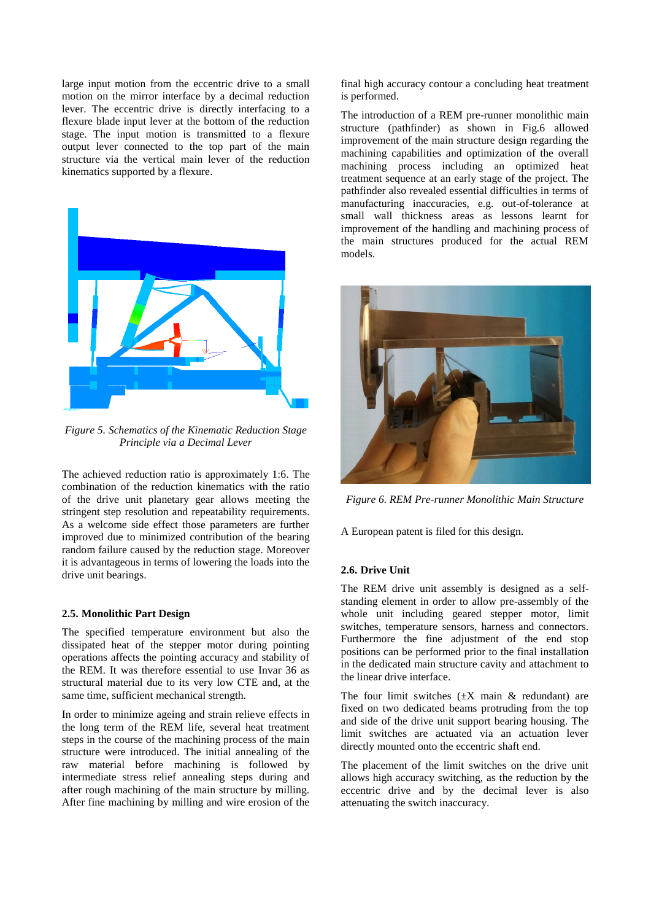large input motion from the eccentric drive to a small motion on the mirror interface by a decimal reduction lever. The eccentric drive is directly interfacing to a flexure blade input lever at the bottom of the reduction stage. The input motion is transmitted to a flexure output lever connected to the top part of the main structure via the vertical main lever of the reduction kinematics supported by a flexure.

*Figure 5. Schematics of the Kinematic Reduction Stage Principle via a Decimal Lever*

The achieved reduction ratio is approximately 1:6. The combination of the reduction kinematics with the ratio of the drive unit planetary gear allows meeting the stringent step resolution and repeatability requirements. As a welcome side effect those parameters are further improved due to minimized contribution of the bearing random failure caused by the reduction stage. Moreover it is advantageous in terms of lowering the loads into the drive unit bearings.

### 2.5. Monolithic Part Design

The specified temperature environment but also the dissipated heat of the stepper motor during pointing operations affects the pointing accuracy and stability of the REM. It was therefore essential to use Invar 36 as structural material due to its very low CTE and, at the same time, sufficient mechanical strength.

In order to minimize ageing and strain relieve effects in the long term of the REM life, several heat treatment steps in the course of the machining process of the main structure were introduced. The initial annealing of the raw material before machining is followed by intermediate stress relief annealing steps during and after rough machining of the main structure by milling. After fine machining by milling and wire erosion of the final high accuracy contour a concluding heat treatment is performed.

The introduction of a REM pre-runner monolithic main structure (pathfinder) as shown in Fig.6 allowed improvement of the main structure design regarding the machining capabilities and optimization of the overall machining process including an optimized heat treatment sequence at an early stage of the project. The pathfinder also revealed essential difficulties in terms of manufacturing inaccuracies, e.g. out-of-tolerance at small wall thickness areas as lessons learnt for improvement of the handling and machining process of the main structures produced for the actual REM models.

*Figure 6. REM Pre-runner Monolithic Main Structure*

A European patent is filed for this design.

### 2.6. Drive Unit

The REM drive unit assembly is designed as a self-standing element in order to allow pre-assembly of the whole unit including geared stepper motor, limit switches, temperature sensors, harness and connectors. Furthermore the fine adjustment of the end stop positions can be performed prior to the final installation in the dedicated main structure cavity and attachment to the linear drive interface.

The four limit switches (±X main & redundant) are fixed on two dedicated beams protruding from the top and side of the drive unit support bearing housing. The limit switches are actuated via an actuation lever directly mounted onto the eccentric shaft end.

The placement of the limit switches on the drive unit allows high accuracy switching, as the reduction by the eccentric drive and by the decimal lever is also attenuating the switch inaccuracy.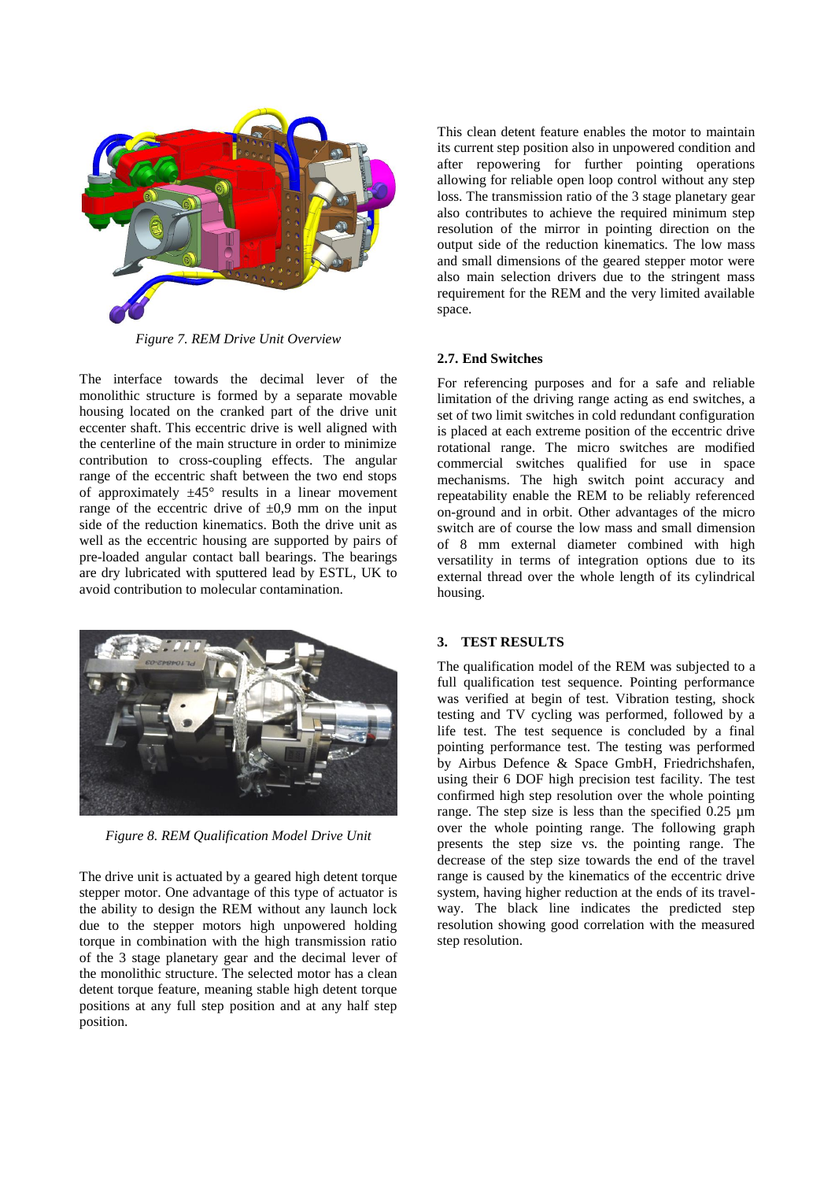*Figure 7. REM Drive Unit Overview*

The interface towards the decimal lever of the monolithic structure is formed by a separate movable housing located on the cranked part of the drive unit eccenter shaft. This eccentric drive is well aligned with the centerline of the main structure in order to minimize contribution to cross-coupling effects. The angular range of the eccentric shaft between the two end stops of approximately ±45° results in a linear movement range of the eccentric drive of ±0,9 mm on the input side of the reduction kinematics. Both the drive unit as well as the eccentric housing are supported by pairs of pre-loaded angular contact ball bearings. The bearings are dry lubricated with sputtered lead by ESTL, UK to avoid contribution to molecular contamination.

*Figure 8. REM Qualification Model Drive Unit*

The drive unit is actuated by a geared high detent torque stepper motor. One advantage of this type of actuator is the ability to design the REM without any launch lock due to the stepper motors high unpowered holding torque in combination with the high transmission ratio of the 3 stage planetary gear and the decimal lever of the monolithic structure. The selected motor has a clean detent torque feature, meaning stable high detent torque positions at any full step position and at any half step position.

This clean detent feature enables the motor to maintain its current step position also in unpowered condition and after repowering for further pointing operations allowing for reliable open loop control without any step loss. The transmission ratio of the 3 stage planetary gear also contributes to achieve the required minimum step resolution of the mirror in pointing direction on the output side of the reduction kinematics. The low mass and small dimensions of the geared stepper motor were also main selection drivers due to the stringent mass requirement for the REM and the very limited available space.

### 2.7. End Switches

For referencing purposes and for a safe and reliable limitation of the driving range acting as end switches, a set of two limit switches in cold redundant configuration is placed at each extreme position of the eccentric drive rotational range. The micro switches are modified commercial switches qualified for use in space mechanisms. The high switch point accuracy and repeatability enable the REM to be reliably referenced on-ground and in orbit. Other advantages of the micro switch are of course the low mass and small dimension of 8 mm external diameter combined with high versatility in terms of integration options due to its external thread over the whole length of its cylindrical housing.

## 3. TEST RESULTS

The qualification model of the REM was subjected to a full qualification test sequence. Pointing performance was verified at begin of test. Vibration testing, shock testing and TV cycling was performed, followed by a life test. The test sequence is concluded by a final pointing performance test. The testing was performed by Airbus Defence & Space GmbH, Friedrichshafen, using their 6 DOF high precision test facility. The test confirmed high step resolution over the whole pointing range. The step size is less than the specified 0.25 µm over the whole pointing range. The following graph presents the step size vs. the pointing range. The decrease of the step size towards the end of the travel range is caused by the kinematics of the eccentric drive system, having higher reduction at the ends of its travel-way. The black line indicates the predicted step resolution showing good correlation with the measured step resolution.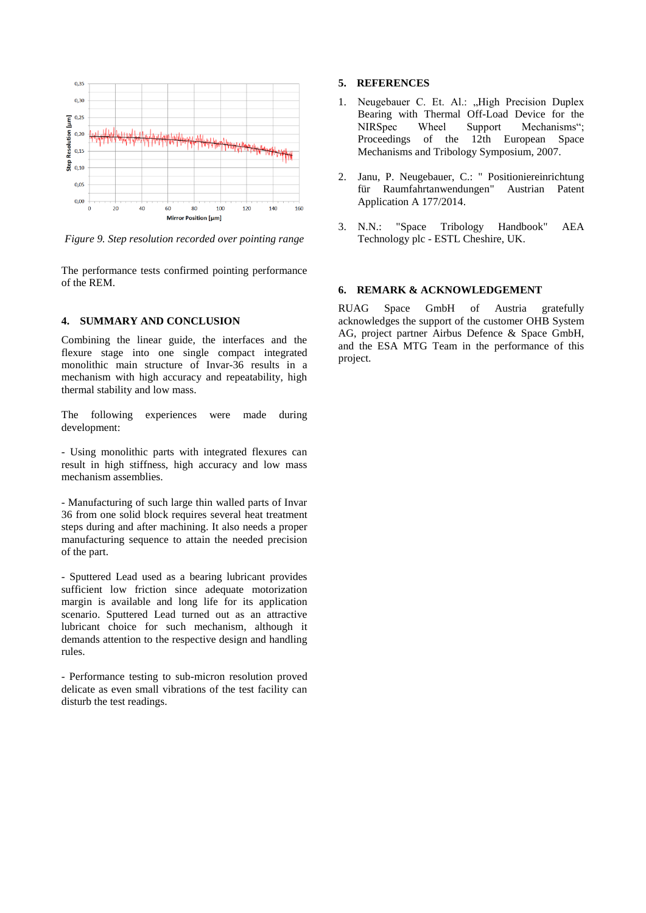0,35
0,30
0,25
0,20
0,15
0,10
0,05
0,00
Step Resolution [µm]
0 20 40 60 80 100 120 140 160
Mirror Position [µm]

*Figure 9. Step resolution recorded over pointing range*

The performance tests confirmed pointing performance of the REM.

## 4. SUMMARY AND CONCLUSION

Combining the linear guide, the interfaces and the flexure stage into one single compact integrated monolithic main structure of Invar-36 results in a mechanism with high accuracy and repeatability, high thermal stability and low mass.

The following experiences were made during development:

- Using monolithic parts with integrated flexures can result in high stiffness, high accuracy and low mass mechanism assemblies.

- Manufacturing of such large thin walled parts of Invar 36 from one solid block requires several heat treatment steps during and after machining. It also needs a proper manufacturing sequence to attain the needed precision of the part.

- Sputtered Lead used as a bearing lubricant provides sufficient low friction since adequate motorization margin is available and long life for its application scenario. Sputtered Lead turned out as an attractive lubricant choice for such mechanism, although it demands attention to the respective design and handling rules.

- Performance testing to sub-micron resolution proved delicate as even small vibrations of the test facility can disturb the test readings.

## 5. REFERENCES

1. Neugebauer C. Et. Al.: „High Precision Duplex Bearing with Thermal Off-Load Device for the NIRSpec Wheel Support Mechanisms"; Proceedings of the 12th European Space Mechanisms and Tribology Symposium, 2007.

2. Janu, P. Neugebauer, C.: " Positioniereinrichtung für Raumfahrtanwendungen" Austrian Patent Application A 177/2014.

3. N.N.: "Space Tribology Handbook" AEA Technology plc - ESTL Cheshire, UK.

## 6. REMARK & ACKNOWLEDGEMENT

RUAG Space GmbH of Austria gratefully acknowledges the support of the customer OHB System AG, project partner Airbus Defence & Space GmbH, and the ESA MTG Team in the performance of this project.